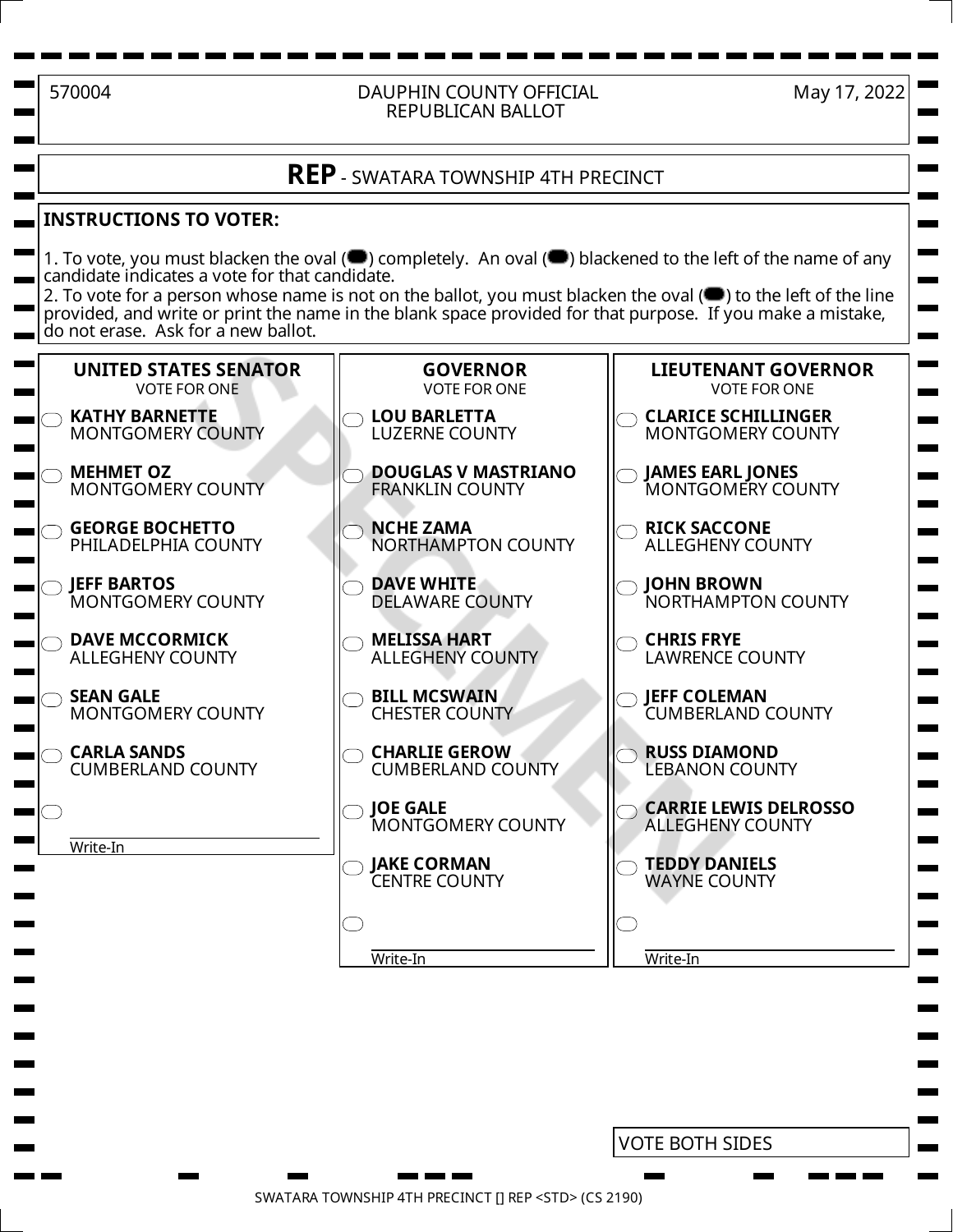570004

DAUPHIN COUNTY OFFICIAL
REPUBLICAN BALLOT

May 17, 2022

# REP - SWATARA TOWNSHIP 4TH PRECINCT

**INSTRUCTIONS TO VOTER:**

1. To vote, you must blacken the oval (⬬) completely. An oval (⬬) blackened to the left of the name of any candidate indicates a vote for that candidate.
2. To vote for a person whose name is not on the ballot, you must blacken the oval (⬬) to the left of the line provided, and write or print the name in the blank space provided for that purpose. If you make a mistake, do not erase. Ask for a new ballot.

## UNITED STATES SENATOR
VOTE FOR ONE

- ⬭ **KATHY BARNETTE** MONTGOMERY COUNTY
- ⬭ **MEHMET OZ** MONTGOMERY COUNTY
- ⬭ **GEORGE BOCHETTO** PHILADELPHIA COUNTY
- ⬭ **JEFF BARTOS** MONTGOMERY COUNTY
- ⬭ **DAVE MCCORMICK** ALLEGHENY COUNTY
- ⬭ **SEAN GALE** MONTGOMERY COUNTY
- ⬭ **CARLA SANDS** CUMBERLAND COUNTY
- ⬭ ____________ Write-In

## GOVERNOR
VOTE FOR ONE

- ⬭ **LOU BARLETTA** LUZERNE COUNTY
- ⬭ **DOUGLAS V MASTRIANO** FRANKLIN COUNTY
- ⬭ **NCHE ZAMA** NORTHAMPTON COUNTY
- ⬭ **DAVE WHITE** DELAWARE COUNTY
- ⬭ **MELISSA HART** ALLEGHENY COUNTY
- ⬭ **BILL MCSWAIN** CHESTER COUNTY
- ⬭ **CHARLIE GEROW** CUMBERLAND COUNTY
- ⬭ **JOE GALE** MONTGOMERY COUNTY
- ⬭ **JAKE CORMAN** CENTRE COUNTY
- ⬭ ____________ Write-In

## LIEUTENANT GOVERNOR
VOTE FOR ONE

- ⬭ **CLARICE SCHILLINGER** MONTGOMERY COUNTY
- ⬭ **JAMES EARL JONES** MONTGOMERY COUNTY
- ⬭ **RICK SACCONE** ALLEGHENY COUNTY
- ⬭ **JOHN BROWN** NORTHAMPTON COUNTY
- ⬭ **CHRIS FRYE** LAWRENCE COUNTY
- ⬭ **JEFF COLEMAN** CUMBERLAND COUNTY
- ⬭ **RUSS DIAMOND** LEBANON COUNTY
- ⬭ **CARRIE LEWIS DELROSSO** ALLEGHENY COUNTY
- ⬭ **TEDDY DANIELS** WAYNE COUNTY
- ⬭ ____________ Write-In

VOTE BOTH SIDES

SWATARA TOWNSHIP 4TH PRECINCT [] REP <STD> (CS 2190)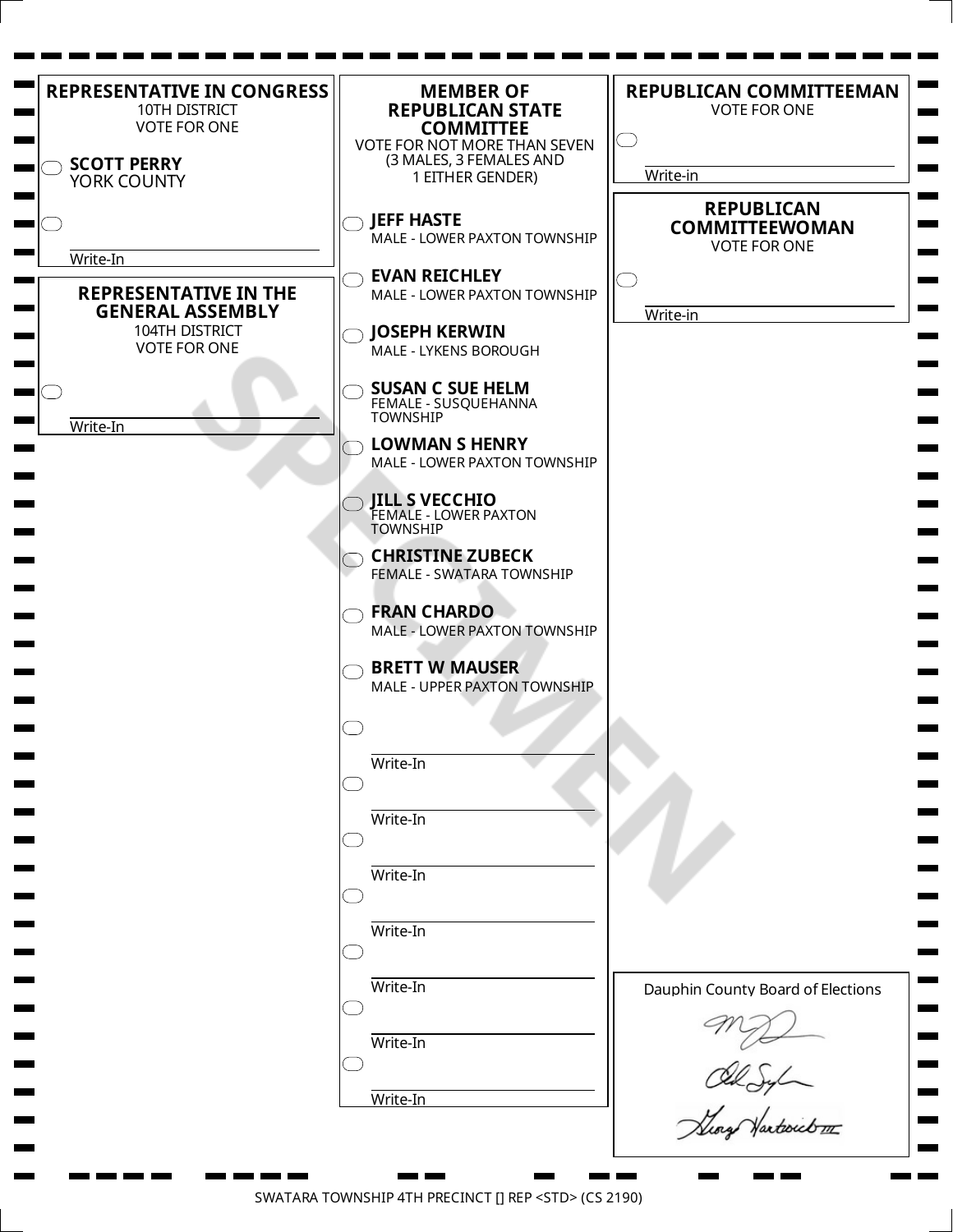## REPRESENTATIVE IN CONGRESS
10TH DISTRICT
VOTE FOR ONE

- SCOTT PERRY
  YORK COUNTY
- Write-In

## REPRESENTATIVE IN THE GENERAL ASSEMBLY
104TH DISTRICT
VOTE FOR ONE

- Write-In

## MEMBER OF REPUBLICAN STATE COMMITTEE
VOTE FOR NOT MORE THAN SEVEN
(3 MALES, 3 FEMALES AND 1 EITHER GENDER)

- JEFF HASTE
  MALE - LOWER PAXTON TOWNSHIP
- EVAN REICHLEY
  MALE - LOWER PAXTON TOWNSHIP
- JOSEPH KERWIN
  MALE - LYKENS BOROUGH
- SUSAN C SUE HELM
  FEMALE - SUSQUEHANNA TOWNSHIP
- LOWMAN S HENRY
  MALE - LOWER PAXTON TOWNSHIP
- JILL S VECCHIO
  FEMALE - LOWER PAXTON TOWNSHIP
- CHRISTINE ZUBECK
  FEMALE - SWATARA TOWNSHIP
- FRAN CHARDO
  MALE - LOWER PAXTON TOWNSHIP
- BRETT W MAUSER
  MALE - UPPER PAXTON TOWNSHIP
- Write-In
- Write-In
- Write-In
- Write-In
- Write-In
- Write-In
- Write-In

## REPUBLICAN COMMITTEEMAN
VOTE FOR ONE

- Write-in

## REPUBLICAN COMMITTEEWOMAN
VOTE FOR ONE

- Write-in

SPECIMEN

Dauphin County Board of Elections

SWATARA TOWNSHIP 4TH PRECINCT [] REP <STD> (CS 2190)